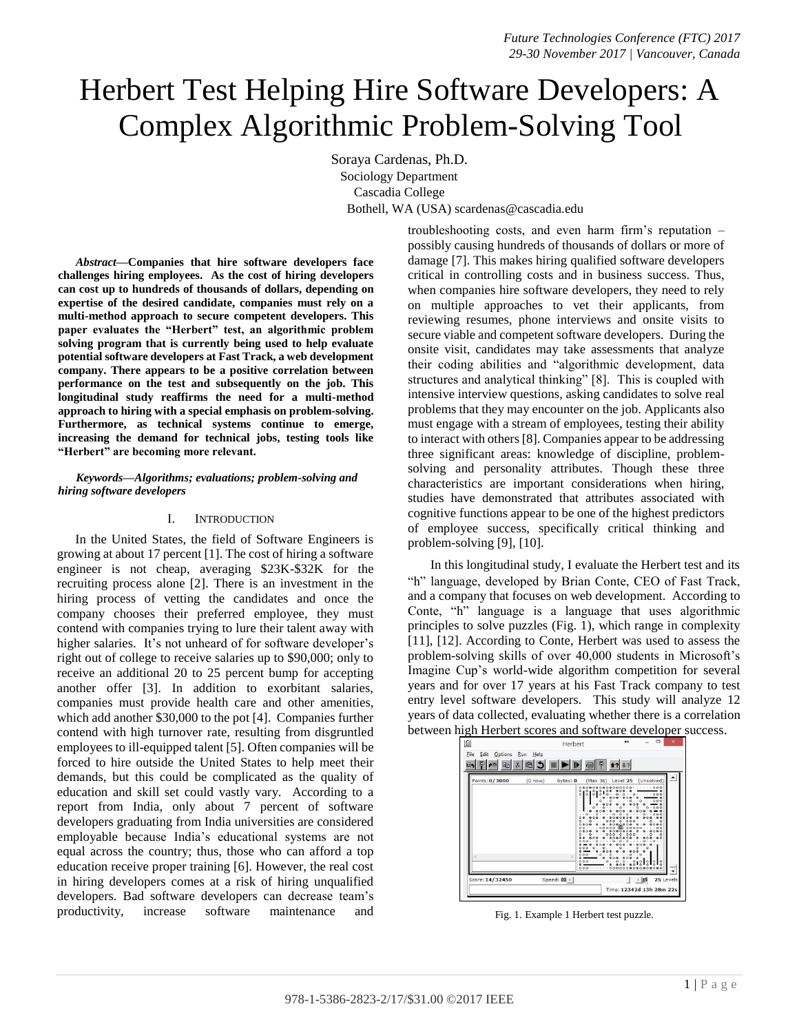# Herbert Test Helping Hire Software Developers: A Complex Algorithmic Problem-Solving Tool

Soraya Cardenas, Ph.D.
Sociology Department
Cascadia College
Bothell, WA (USA) scardenas@cascadia.edu

***Abstract*—Companies that hire software developers face challenges hiring employees. As the cost of hiring developers can cost up to hundreds of thousands of dollars, depending on expertise of the desired candidate, companies must rely on a multi-method approach to secure competent developers. This paper evaluates the "Herbert" test, an algorithmic problem solving program that is currently being used to help evaluate potential software developers at Fast Track, a web development company. There appears to be a positive correlation between performance on the test and subsequently on the job. This longitudinal study reaffirms the need for a multi-method approach to hiring with a special emphasis on problem-solving. Furthermore, as technical systems continue to emerge, increasing the demand for technical jobs, testing tools like "Herbert" are becoming more relevant.**

***Keywords—Algorithms; evaluations; problem-solving and hiring software developers***

## I. Introduction

In the United States, the field of Software Engineers is growing at about 17 percent [1]. The cost of hiring a software engineer is not cheap, averaging $23K-$32K for the recruiting process alone [2]. There is an investment in the hiring process of vetting the candidates and once the company chooses their preferred employee, they must contend with companies trying to lure their talent away with higher salaries. It's not unheard of for software developer's right out of college to receive salaries up to $90,000; only to receive an additional 20 to 25 percent bump for accepting another offer [3]. In addition to exorbitant salaries, companies must provide health care and other amenities, which add another $30,000 to the pot [4]. Companies further contend with high turnover rate, resulting from disgruntled employees to ill-equipped talent [5]. Often companies will be forced to hire outside the United States to help meet their demands, but this could be complicated as the quality of education and skill set could vastly vary. According to a report from India, only about 7 percent of software developers graduating from India universities are considered employable because India's educational systems are not equal across the country; thus, those who can afford a top education receive proper training [6]. However, the real cost in hiring developers comes at a risk of hiring unqualified developers. Bad software developers can decrease team's productivity, increase software maintenance and troubleshooting costs, and even harm firm's reputation – possibly causing hundreds of thousands of dollars or more of damage [7]. This makes hiring qualified software developers critical in controlling costs and in business success. Thus, when companies hire software developers, they need to rely on multiple approaches to vet their applicants, from reviewing resumes, phone interviews and onsite visits to secure viable and competent software developers. During the onsite visit, candidates may take assessments that analyze their coding abilities and "algorithmic development, data structures and analytical thinking" [8]. This is coupled with intensive interview questions, asking candidates to solve real problems that they may encounter on the job. Applicants also must engage with a stream of employees, testing their ability to interact with others [8]. Companies appear to be addressing three significant areas: knowledge of discipline, problem-solving and personality attributes. Though these three characteristics are important considerations when hiring, studies have demonstrated that attributes associated with cognitive functions appear to be one of the highest predictors of employee success, specifically critical thinking and problem-solving [9], [10].

In this longitudinal study, I evaluate the Herbert test and its "h" language, developed by Brian Conte, CEO of Fast Track, and a company that focuses on web development. According to Conte, "h" language is a language that uses algorithmic principles to solve puzzles (Fig. 1), which range in complexity [11], [12]. According to Conte, Herbert was used to assess the problem-solving skills of over 40,000 students in Microsoft's Imagine Cup's world-wide algorithm competition for several years and for over 17 years at his Fast Track company to test entry level software developers. This study will analyze 12 years of data collected, evaluating whether there is a correlation between high Herbert scores and software developer success.

Fig. 1. Example 1 Herbert test puzzle.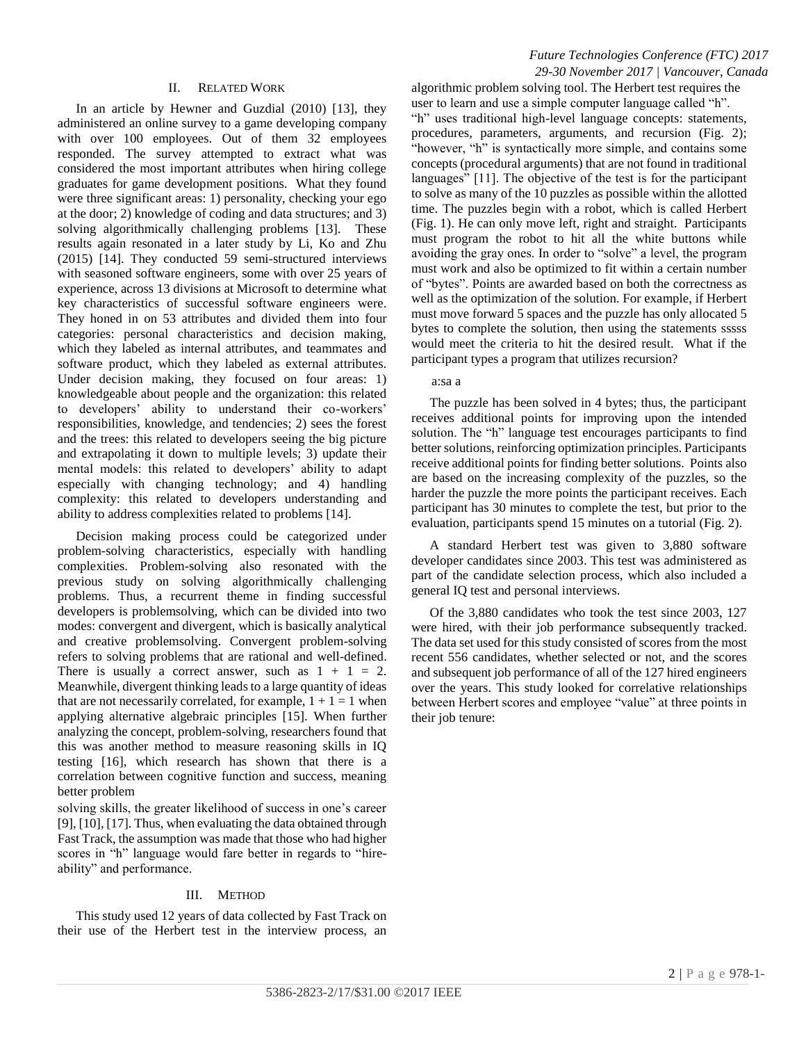## II. Related Work

In an article by Hewner and Guzdial (2010) [13], they administered an online survey to a game developing company with over 100 employees. Out of them 32 employees responded. The survey attempted to extract what was considered the most important attributes when hiring college graduates for game development positions. What they found were three significant areas: 1) personality, checking your ego at the door; 2) knowledge of coding and data structures; and 3) solving algorithmically challenging problems [13]. These results again resonated in a later study by Li, Ko and Zhu (2015) [14]. They conducted 59 semi-structured interviews with seasoned software engineers, some with over 25 years of experience, across 13 divisions at Microsoft to determine what key characteristics of successful software engineers were. They honed in on 53 attributes and divided them into four categories: personal characteristics and decision making, which they labeled as internal attributes, and teammates and software product, which they labeled as external attributes. Under decision making, they focused on four areas: 1) knowledgeable about people and the organization: this related to developers' ability to understand their co-workers' responsibilities, knowledge, and tendencies; 2) sees the forest and the trees: this related to developers seeing the big picture and extrapolating it down to multiple levels; 3) update their mental models: this related to developers' ability to adapt especially with changing technology; and 4) handling complexity: this related to developers understanding and ability to address complexities related to problems [14].

Decision making process could be categorized under problem-solving characteristics, especially with handling complexities. Problem-solving also resonated with the previous study on solving algorithmically challenging problems. Thus, a recurrent theme in finding successful developers is problemsolving, which can be divided into two modes: convergent and divergent, which is basically analytical and creative problemsolving. Convergent problem-solving refers to solving problems that are rational and well-defined. There is usually a correct answer, such as $1 + 1 = 2$. Meanwhile, divergent thinking leads to a large quantity of ideas that are not necessarily correlated, for example, $1 + 1 = 1$ when applying alternative algebraic principles [15]. When further analyzing the concept, problem-solving, researchers found that this was another method to measure reasoning skills in IQ testing [16], which research has shown that there is a correlation between cognitive function and success, meaning better problem solving skills, the greater likelihood of success in one's career [9], [10], [17]. Thus, when evaluating the data obtained through Fast Track, the assumption was made that those who had higher scores in "h" language would fare better in regards to "hire-ability" and performance.

## III. Method

This study used 12 years of data collected by Fast Track on their use of the Herbert test in the interview process, an algorithmic problem solving tool. The Herbert test requires the user to learn and use a simple computer language called "h". "h" uses traditional high-level language concepts: statements, procedures, parameters, arguments, and recursion (Fig. 2); "however, "h" is syntactically more simple, and contains some concepts (procedural arguments) that are not found in traditional languages" [11]. The objective of the test is for the participant to solve as many of the 10 puzzles as possible within the allotted time. The puzzles begin with a robot, which is called Herbert (Fig. 1). He can only move left, right and straight. Participants must program the robot to hit all the white buttons while avoiding the gray ones. In order to "solve" a level, the program must work and also be optimized to fit within a certain number of "bytes". Points are awarded based on both the correctness as well as the optimization of the solution. For example, if Herbert must move forward 5 spaces and the puzzle has only allocated 5 bytes to complete the solution, then using the statements sssss would meet the criteria to hit the desired result. What if the participant types a program that utilizes recursion?

```
a:sa a
```

The puzzle has been solved in 4 bytes; thus, the participant receives additional points for improving upon the intended solution. The "h" language test encourages participants to find better solutions, reinforcing optimization principles. Participants receive additional points for finding better solutions. Points also are based on the increasing complexity of the puzzles, so the harder the puzzle the more points the participant receives. Each participant has 30 minutes to complete the test, but prior to the evaluation, participants spend 15 minutes on a tutorial (Fig. 2).

A standard Herbert test was given to 3,880 software developer candidates since 2003. This test was administered as part of the candidate selection process, which also included a general IQ test and personal interviews.

Of the 3,880 candidates who took the test since 2003, 127 were hired, with their job performance subsequently tracked. The data set used for this study consisted of scores from the most recent 556 candidates, whether selected or not, and the scores and subsequent job performance of all of the 127 hired engineers over the years. This study looked for correlative relationships between Herbert scores and employee "value" at three points in their job tenure: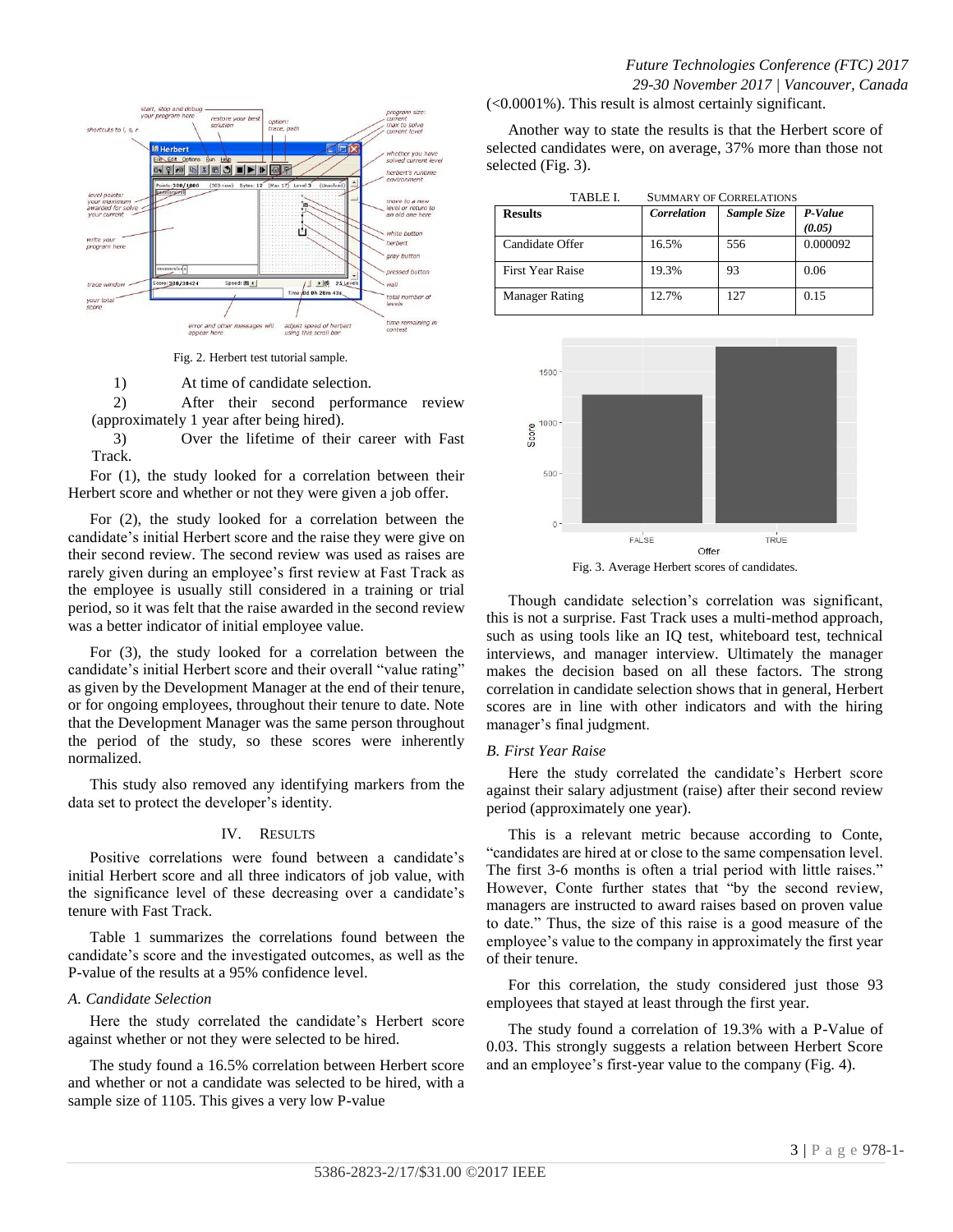Fig. 2. Herbert test tutorial sample.

1) At time of candidate selection.

2) After their second performance review (approximately 1 year after being hired).

3) Over the lifetime of their career with Fast Track.

For (1), the study looked for a correlation between their Herbert score and whether or not they were given a job offer.

For (2), the study looked for a correlation between the candidate's initial Herbert score and the raise they were give on their second review. The second review was used as raises are rarely given during an employee's first review at Fast Track as the employee is usually still considered in a training or trial period, so it was felt that the raise awarded in the second review was a better indicator of initial employee value.

For (3), the study looked for a correlation between the candidate's initial Herbert score and their overall "value rating" as given by the Development Manager at the end of their tenure, or for ongoing employees, throughout their tenure to date. Note that the Development Manager was the same person throughout the period of the study, so these scores were inherently normalized.

This study also removed any identifying markers from the data set to protect the developer's identity.

## IV. Results

Positive correlations were found between a candidate's initial Herbert score and all three indicators of job value, with the significance level of these decreasing over a candidate's tenure with Fast Track.

Table 1 summarizes the correlations found between the candidate's score and the investigated outcomes, as well as the P-value of the results at a 95% confidence level.

### *A. Candidate Selection*

Here the study correlated the candidate's Herbert score against whether or not they were selected to be hired.

The study found a 16.5% correlation between Herbert score and whether or not a candidate was selected to be hired, with a sample size of 1105. This gives a very low P-value (<0.0001%). This result is almost certainly significant.

Another way to state the results is that the Herbert score of selected candidates were, on average, 37% more than those not selected (Fig. 3).

TABLE I. Summary of Correlations

| **Results** | ***Correlation*** | ***Sample Size*** | ***P-Value (0.05)*** |
|---|---|---|---|
| Candidate Offer | 16.5% | 556 | 0.000092 |
| First Year Raise | 19.3% | 93 | 0.06 |
| Manager Rating | 12.7% | 127 | 0.15 |

1500
1000
500
0
Score
FALSE
TRUE
Offer

Fig. 3. Average Herbert scores of candidates.

Though candidate selection's correlation was significant, this is not a surprise. Fast Track uses a multi-method approach, such as using tools like an IQ test, whiteboard test, technical interviews, and manager interview. Ultimately the manager makes the decision based on all these factors. The strong correlation in candidate selection shows that in general, Herbert scores are in line with other indicators and with the hiring manager's final judgment.

### *B. First Year Raise*

Here the study correlated the candidate's Herbert score against their salary adjustment (raise) after their second review period (approximately one year).

This is a relevant metric because according to Conte, "candidates are hired at or close to the same compensation level. The first 3-6 months is often a trial period with little raises." However, Conte further states that "by the second review, managers are instructed to award raises based on proven value to date." Thus, the size of this raise is a good measure of the employee's value to the company in approximately the first year of their tenure.

For this correlation, the study considered just those 93 employees that stayed at least through the first year.

The study found a correlation of 19.3% with a P-Value of 0.03. This strongly suggests a relation between Herbert Score and an employee's first-year value to the company (Fig. 4).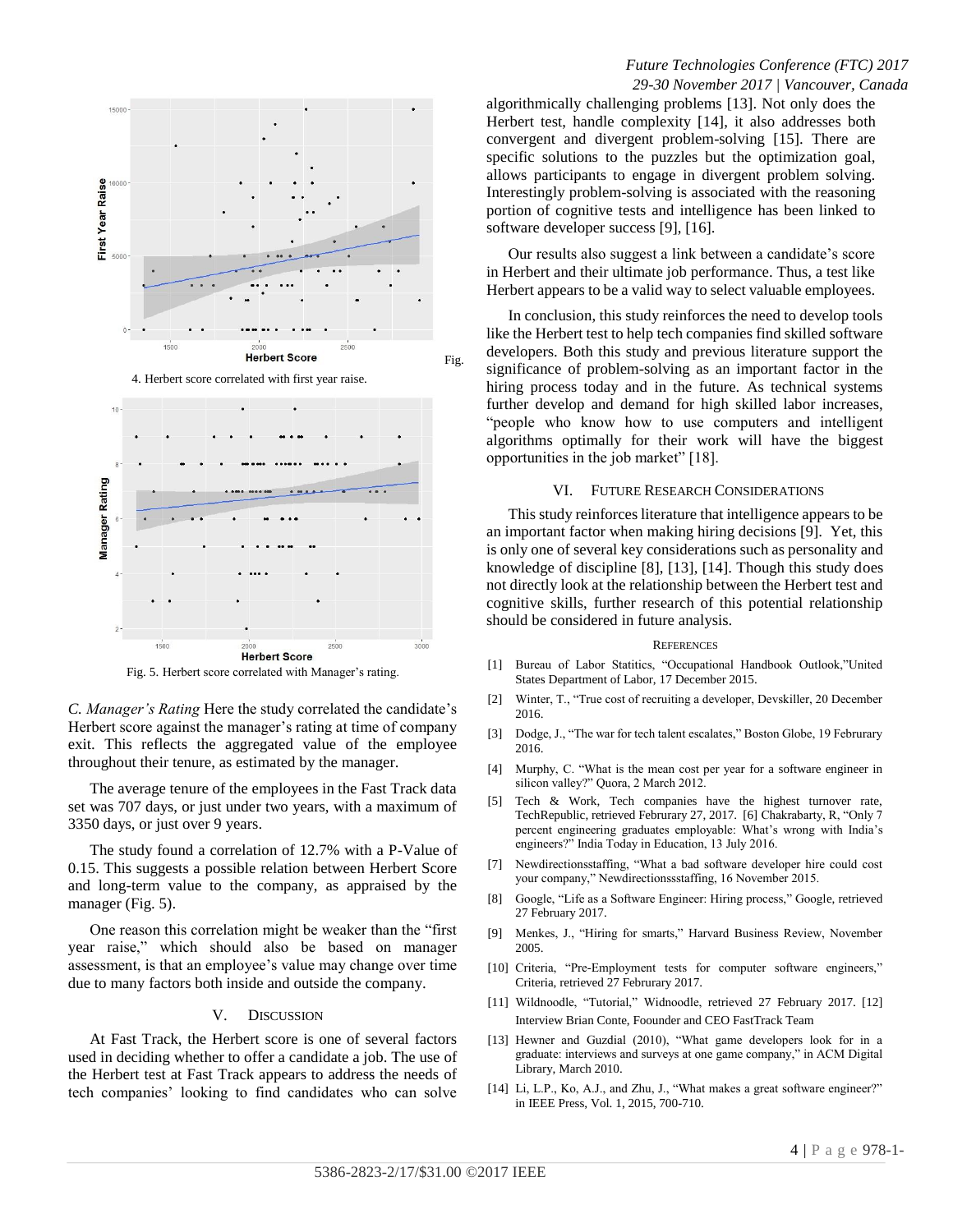15000
10000
5000
0
First Year Raise
1500
2000
2500
Herbert Score

Fig. 4. Herbert score correlated with first year raise.

10
8
6
4
2
Manager Rating
1500
2000
2500
3000
Herbert Score

Fig. 5. Herbert score correlated with Manager's rating.

*C. Manager's Rating* Here the study correlated the candidate's Herbert score against the manager's rating at time of company exit. This reflects the aggregated value of the employee throughout their tenure, as estimated by the manager.

The average tenure of the employees in the Fast Track data set was 707 days, or just under two years, with a maximum of 3350 days, or just over 9 years.

The study found a correlation of 12.7% with a P-Value of 0.15. This suggests a possible relation between Herbert Score and long-term value to the company, as appraised by the manager (Fig. 5).

One reason this correlation might be weaker than the "first year raise," which should also be based on manager assessment, is that an employee's value may change over time due to many factors both inside and outside the company.

## V. Discussion

At Fast Track, the Herbert score is one of several factors used in deciding whether to offer a candidate a job. The use of the Herbert test at Fast Track appears to address the needs of tech companies' looking to find candidates who can solve algorithmically challenging problems [13]. Not only does the Herbert test, handle complexity [14], it also addresses both convergent and divergent problem-solving [15]. There are specific solutions to the puzzles but the optimization goal, allows participants to engage in divergent problem solving. Interestingly problem-solving is associated with the reasoning portion of cognitive tests and intelligence has been linked to software developer success [9], [16].

Our results also suggest a link between a candidate's score in Herbert and their ultimate job performance. Thus, a test like Herbert appears to be a valid way to select valuable employees.

In conclusion, this study reinforces the need to develop tools like the Herbert test to help tech companies find skilled software developers. Both this study and previous literature support the significance of problem-solving as an important factor in the hiring process today and in the future. As technical systems further develop and demand for high skilled labor increases, "people who know how to use computers and intelligent algorithms optimally for their work will have the biggest opportunities in the job market" [18].

## VI. Future Research Considerations

This study reinforces literature that intelligence appears to be an important factor when making hiring decisions [9]. Yet, this is only one of several key considerations such as personality and knowledge of discipline [8], [13], [14]. Though this study does not directly look at the relationship between the Herbert test and cognitive skills, further research of this potential relationship should be considered in future analysis.

## References

[1] Bureau of Labor Statitics, "Occupational Handbook Outlook,"United States Department of Labor, 17 December 2015.

[2] Winter, T., "True cost of recruiting a developer, Devskiller, 20 December 2016.

[3] Dodge, J., "The war for tech talent escalates," Boston Globe, 19 Februrary 2016.

[4] Murphy, C. "What is the mean cost per year for a software engineer in silicon valley?" Quora, 2 March 2012.

[5] Tech & Work, Tech companies have the highest turnover rate, TechRepublic, retrieved Februrary 27, 2017. [6] Chakrabarty, R, "Only 7 percent engineering graduates employable: What's wrong with India's engineers?" India Today in Education, 13 July 2016.

[7] Newdirectionsstaffing, "What a bad software developer hire could cost your company," Newdirectionssstaffing, 16 November 2015.

[8] Google, "Life as a Software Engineer: Hiring process," Google, retrieved 27 February 2017.

[9] Menkes, J., "Hiring for smarts," Harvard Business Review, November 2005.

[10] Criteria, "Pre-Employment tests for computer software engineers," Criteria, retrieved 27 Februrary 2017.

[11] Wildnoodle, "Tutorial," Widnoodle, retrieved 27 February 2017. [12] Interview Brian Conte, Foounder and CEO FastTrack Team

[13] Hewner and Guzdial (2010), "What game developers look for in a graduate: interviews and surveys at one game company," in ACM Digital Library, March 2010.

[14] Li, L.P., Ko, A.J., and Zhu, J., "What makes a great software engineer?" in IEEE Press, Vol. 1, 2015, 700-710.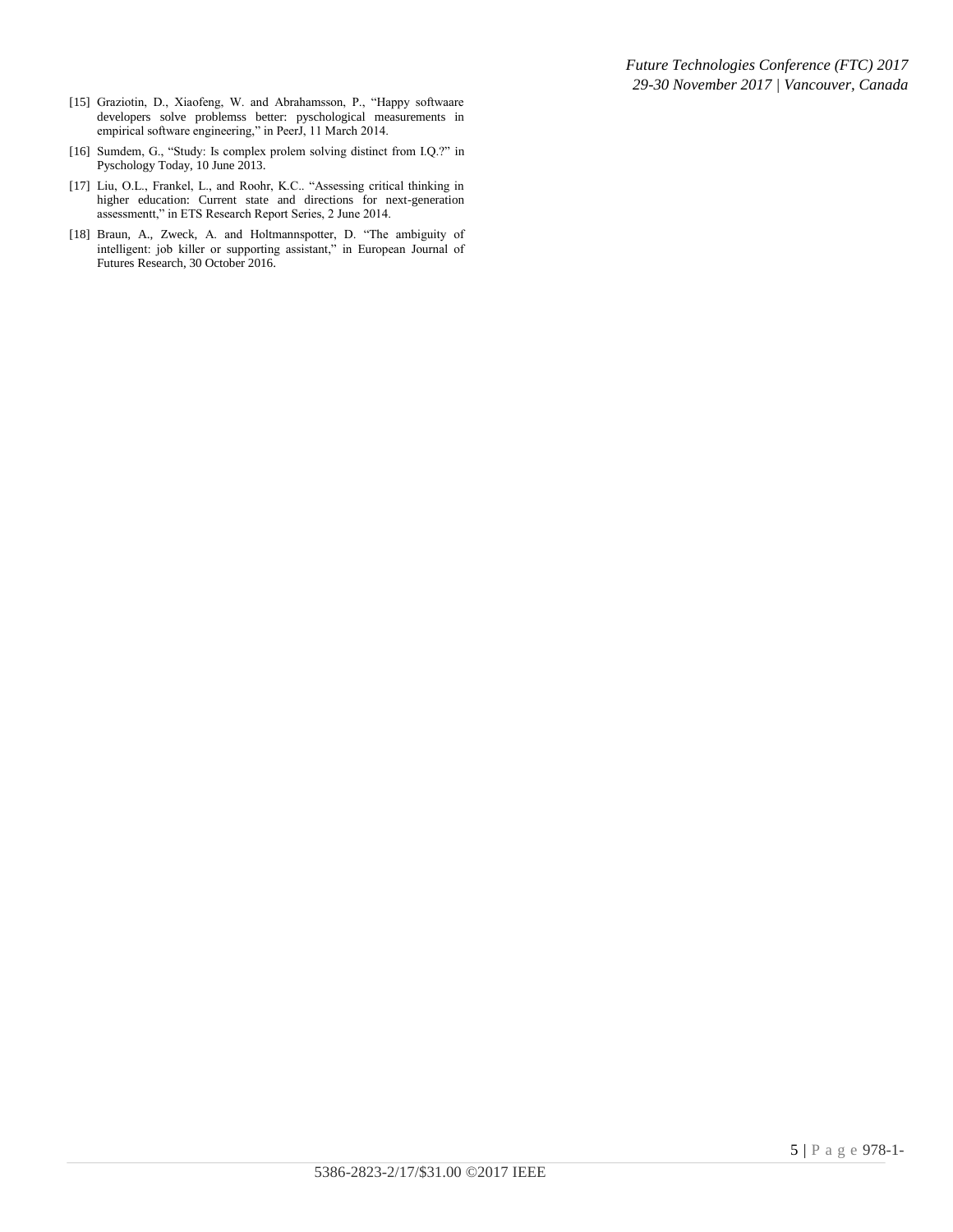[15] Graziotin, D., Xiaofeng, W. and Abrahamsson, P., "Happy softwaare developers solve problemss better: pyschological measurements in empirical software engineering," in PeerJ, 11 March 2014.

[16] Sumdem, G., "Study: Is complex prolem solving distinct from I.Q.?" in Pyschology Today, 10 June 2013.

[17] Liu, O.L., Frankel, L., and Roohr, K.C.. "Assessing critical thinking in higher education: Current state and directions for next-generation assessmentt," in ETS Research Report Series, 2 June 2014.

[18] Braun, A., Zweck, A. and Holtmannspotter, D. "The ambiguity of intelligent: job killer or supporting assistant," in European Journal of Futures Research, 30 October 2016.